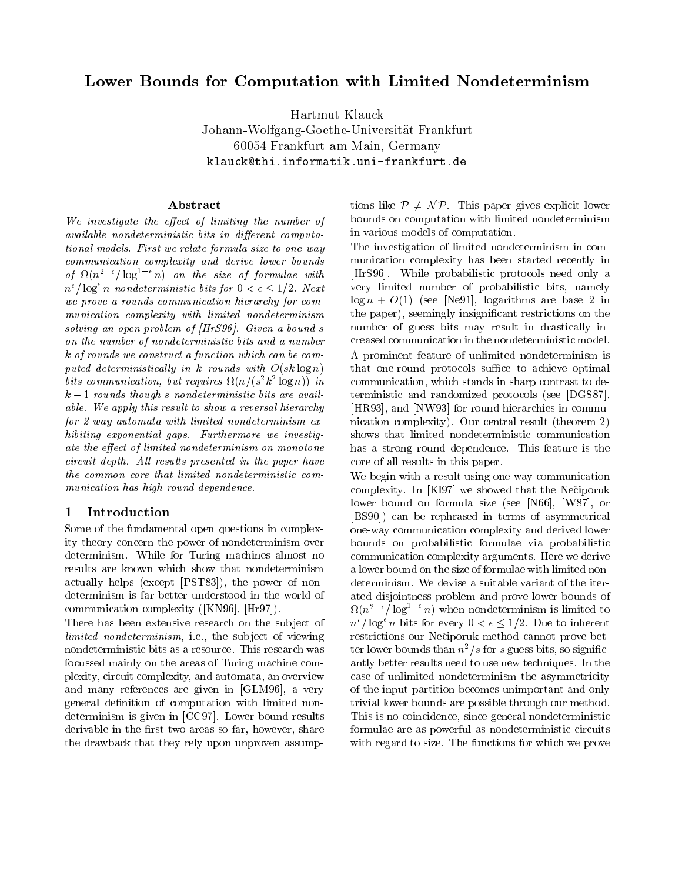# Lower Bounds for Computation with Limited Nondeterminism

Hartmut Klauck
Johann-Wolfgang-Goethe-Universität Frankfurt
60054 Frankfurt am Main, Germany
klauck@thi.informatik.uni-frankfurt.de

## Abstract

*We investigate the effect of limiting the number of available nondeterministic bits in different computational models. First we relate formula size to one-way communication complexity and derive lower bounds of $\Omega(n^{2-\epsilon}/\log^{1-\epsilon} n)$ on the size of formulae with $n^\epsilon/\log^\epsilon n$ nondeterministic bits for $0 < \epsilon \leq 1/2$. Next we prove a rounds-communication hierarchy for communication complexity with limited nondeterminism solving an open problem of [HrS96]. Given a bound $s$ on the number of nondeterministic bits and a number $k$ of rounds we construct a function which can be computed deterministically in $k$ rounds with $O(sk \log n)$ bits communication, but requires $\Omega(n/(s^2k^2 \log n))$ in $k-1$ rounds though $s$ nondeterministic bits are available. We apply this result to show a reversal hierarchy for 2-way automata with limited nondeterminism exhibiting exponential gaps. Furthermore we investigate the effect of limited nondeterminism on monotone circuit depth. All results presented in the paper have the common core that limited nondeterministic communication has high round dependence.*

## 1 Introduction

Some of the fundamental open questions in complexity theory concern the power of nondeterminism over determinism. While for Turing machines almost no results are known which show that nondeterminism actually helps (except [PST83]), the power of nondeterminism is far better understood in the world of communication complexity ([KN96], [Hr97]).

There has been extensive research on the subject of *limited nondeterminism*, i.e., the subject of viewing nondeterministic bits as a resource. This research was focussed mainly on the areas of Turing machine complexity, circuit complexity, and automata, an overview and many references are given in [GLM96], a very general definition of computation with limited nondeterminism is given in [CC97]. Lower bound results derivable in the first two areas so far, however, share the drawback that they rely upon unproven assumptions like $\mathcal{P} \neq \mathcal{NP}$. This paper gives explicit lower bounds on computation with limited nondeterminism in various models of computation.

The investigation of limited nondeterminism in communication complexity has been started recently in [HrS96]. While probabilistic protocols need only a very limited number of probabilistic bits, namely $\log n + O(1)$ (see [Ne91], logarithms are base 2 in the paper), seemingly insignificant restrictions on the number of guess bits may result in drastically increased communication in the nondeterministic model.

A prominent feature of unlimited nondeterminism is that one-round protocols suffice to achieve optimal communication, which stands in sharp contrast to deterministic and randomized protocols (see [DGS87], [HR93], and [NW93] for round-hierarchies in communication complexity). Our central result (theorem 2) shows that limited nondeterministic communication has a strong round dependence. This feature is the core of all results in this paper.

We begin with a result using one-way communication complexity. In [Kl97] we showed that the Nečiporuk lower bound on formula size (see [N66], [W87], or [BS90]) can be rephrased in terms of asymmetrical one-way communication complexity and derived lower bounds on probabilistic formulae via probabilistic communication complexity arguments. Here we derive a lower bound on the size of formulae with limited nondeterminism. We devise a suitable variant of the iterated disjointness problem and prove lower bounds of $\Omega(n^{2-\epsilon}/\log^{1-\epsilon} n)$ when nondeterminism is limited to $n^\epsilon/\log^\epsilon n$ bits for every $0 < \epsilon \leq 1/2$. Due to inherent restrictions our Nečiporuk method cannot prove better lower bounds than $n^2/s$ for $s$ guess bits, so significantly better results need to use new techniques. In the case of unlimited nondeterminism the asymmetricity of the input partition becomes unimportant and only trivial lower bounds are possible through our method. This is no coincidence, since general nondeterministic formulae are as powerful as nondeterministic circuits with regard to size. The functions for which we prove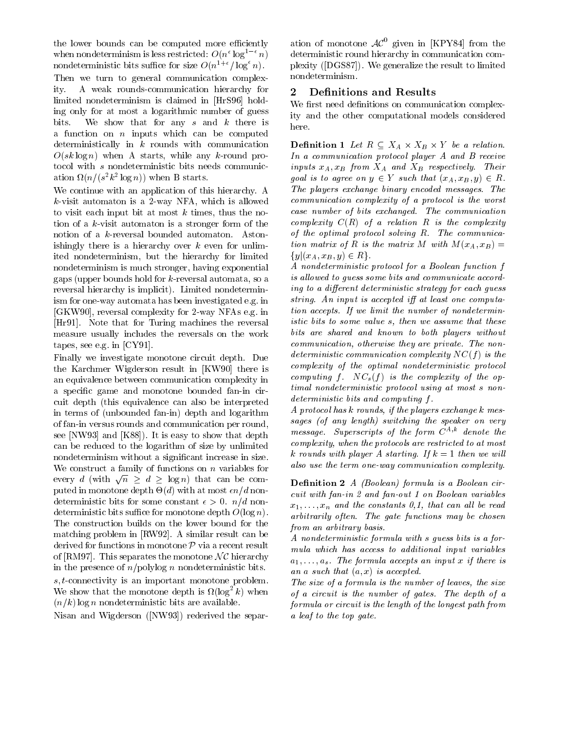the lower bounds can be computed more efficiently when nondeterminism is less restricted: $O(n^{\epsilon} \log^{1-\epsilon} n)$ nondeterministic bits suffice for size $O(n^{1+\epsilon}/\log^{\epsilon} n)$.

Then we turn to general communication complexity. A weak rounds-communication hierarchy for limited nondeterminism is claimed in [HrS96] holding only for at most a logarithmic number of guess bits. We show that for any $s$ and $k$ there is a function on $n$ inputs which can be computed deterministically in $k$ rounds with communication $O(sk \log n)$ when A starts, while any $k$-round protocol with $s$ nondeterministic bits needs communication $\Omega(n/(s^2k^2 \log n))$ when B starts.

We continue with an application of this hierarchy. A $k$-visit automaton is a 2-way NFA, which is allowed to visit each input bit at most $k$ times, thus the notion of a $k$-visit automaton is a stronger form of the notion of a $k$-reversal bounded automaton. Astonishingly there is a hierarchy over $k$ even for unlimited nondeterminism, but the hierarchy for limited nondeterminism is much stronger, having exponential gaps (upper bounds hold for $k$-reversal automata, so a reversal hierarchy is implicit). Limited nondeterminism for one-way automata has been investigated e.g. in [GKW90], reversal complexity for 2-way NFAs e.g. in [Hr91]. Note that for Turing machines the reversal measure usually includes the reversals on the work tapes, see e.g. in [CY91].

Finally we investigate monotone circuit depth. Due the Karchmer Wigderson result in [KW90] there is an equivalence between communication complexity in a specific game and monotone bounded fan-in circuit depth (this equivalence can also be interpreted in terms of (unbounded fan-in) depth and logarithm of fan-in versus rounds and communication per round, see [NW93] and [K88]). It is easy to show that depth can be reduced to the logarithm of size by unlimited nondeterminism without a significant increase in size. We construct a family of functions on $n$ variables for every $d$ (with $\sqrt{n} \geq d \geq \log n$) that can be computed in monotone depth $\Theta(d)$ with at most $\epsilon n/d$ nondeterministic bits for some constant $\epsilon > 0$. $n/d$ nondeterministic bits suffice for monotone depth $O(\log n)$. The construction builds on the lower bound for the matching problem in [RW92]. A similar result can be derived for functions in monotone $\mathcal{P}$ via a recent result of [RM97]. This separates the monotone $\mathcal{NC}$ hierarchy in the presence of $n$/polylog $n$ nondeterministic bits.

$s,t$-connectivity is an important monotone problem. We show that the monotone depth is $\Omega(\log^2 k)$ when $(n/k) \log n$ nondeterministic bits are available.

Nisan and Wigderson ([NW93]) rederived the separation of monotone $\mathcal{AC}^0$ given in [KPY84] from the deterministic round hierarchy in communication complexity ([DGS87]). We generalize the result to limited nondeterminism.

## 2 Definitions and Results

We first need definitions on communication complexity and the other computational models considered here.

**Definition 1** *Let $R \subseteq X_A \times X_B \times Y$ be a relation. In a communication protocol player A and B receive inputs $x_A, x_B$ from $X_A$ and $X_B$ respectively. Their goal is to agree on $y \in Y$ such that $(x_A, x_B, y) \in R$. The players exchange binary encoded messages. The communication complexity of a protocol is the worst case number of bits exchanged. The communication complexity $C(R)$ of a relation $R$ is the complexity of the optimal protocol solving $R$. The communication matrix of $R$ is the matrix $M$ with $M(x_A, x_B) = \{y | (x_A, x_B, y) \in R\}$.*

*A nondeterministic protocol for a Boolean function $f$ is allowed to guess some bits and communicate according to a different deterministic strategy for each guess string. An input is accepted iff at least one computation accepts. If we limit the number of nondeterministic bits to some value $s$, then we assume that these bits are shared and known to both players without communication, otherwise they are private. The nondeterministic communication complexity $NC(f)$ is the complexity of the optimal nondeterministic protocol computing $f$. $NC_s(f)$ is the complexity of the optimal nondeterministic protocol using at most $s$ nondeterministic bits and computing $f$.*

*A protocol has $k$ rounds, if the players exchange $k$ messages (of any length) switching the speaker on very message. Superscripts of the form $C^{A,k}$ denote the complexity, when the protocols are restricted to at most $k$ rounds with player A starting. If $k = 1$ then we will also use the term one-way communication complexity.*

**Definition 2** *A (Boolean) formula is a Boolean circuit with fan-in 2 and fan-out 1 on Boolean variables $x_1, \ldots, x_n$ and the constants 0,1, that can all be read arbitrarily often. The gate functions may be chosen from an arbitrary basis.*

*A nondeterministic formula with $s$ guess bits is a formula which has access to additional input variables $a_1, \ldots, a_s$. The formula accepts an input $x$ if there is an $a$ such that $(a, x)$ is accepted.*

*The size of a formula is the number of leaves, the size of a circuit is the number of gates. The depth of a formula or circuit is the length of the longest path from a leaf to the top gate.*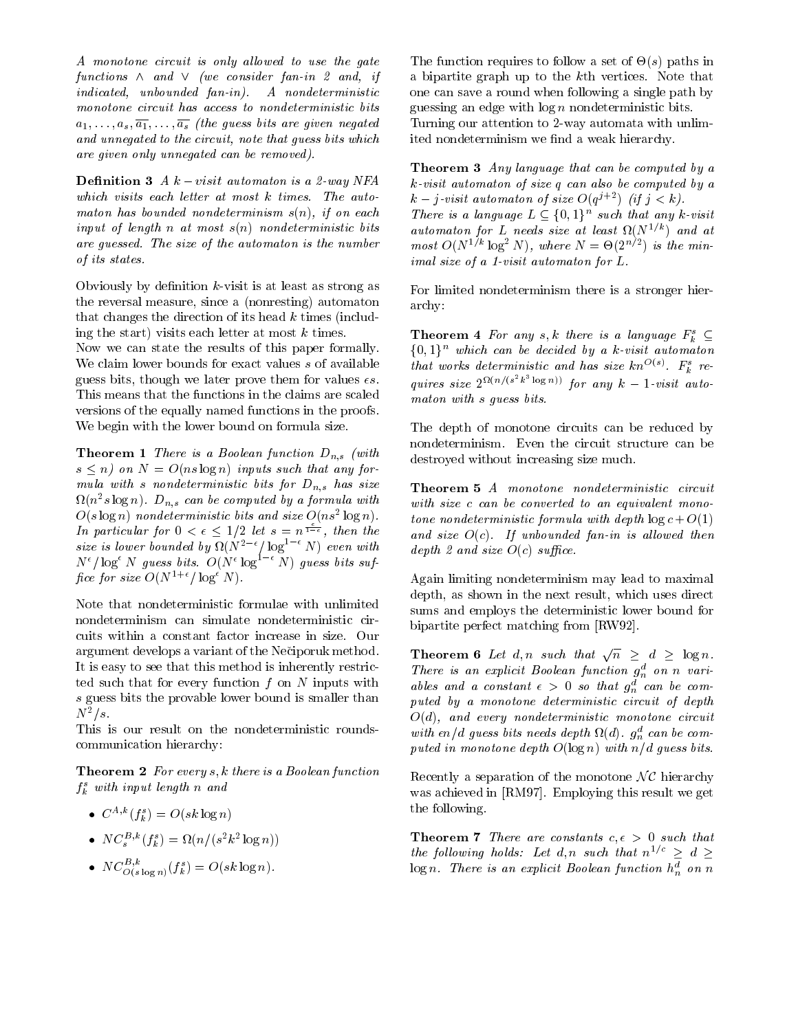*A monotone circuit is only allowed to use the gate functions $\wedge$ and $\vee$ (we consider fan-in 2 and, if indicated, unbounded fan-in). A nondeterministic monotone circuit has access to nondeterministic bits $a_1, \ldots, a_s, \overline{a_1}, \ldots, \overline{a_s}$ (the guess bits are given negated and unnegated to the circuit, note that guess bits which are given only unnegated can be removed).*

**Definition 3** *A $k-visit$ automaton is a 2-way NFA which visits each letter at most $k$ times. The automaton has bounded nondeterminism $s(n)$, if on each input of length $n$ at most $s(n)$ nondeterministic bits are guessed. The size of the automaton is the number of its states.*

Obviously by definition $k$-visit is at least as strong as the reversal measure, since a (nonresting) automaton that changes the direction of its head $k$ times (including the start) visits each letter at most $k$ times.

Now we can state the results of this paper formally. We claim lower bounds for exact values $s$ of available guess bits, though we later prove them for values $\epsilon s$. This means that the functions in the claims are scaled versions of the equally named functions in the proofs. We begin with the lower bound on formula size.

**Theorem 1** *There is a Boolean function $D_{n,s}$ (with $s \leq n$) on $N = O(ns \log n)$ inputs such that any formula with $s$ nondeterministic bits for $D_{n,s}$ has size $\Omega(n^2 s \log n)$. $D_{n,s}$ can be computed by a formula with $O(s \log n)$ nondeterministic bits and size $O(ns^2 \log n)$. In particular for $0 < \epsilon \leq 1/2$ let $s = n^{\frac{\epsilon}{1-\epsilon}}$, then the size is lower bounded by $\Omega(N^{2-\epsilon}/\log^{1-\epsilon} N)$ even with $N^\epsilon/\log^\epsilon N$ guess bits. $O(N^\epsilon \log^{1-\epsilon} N)$ guess bits suffice for size $O(N^{1+\epsilon}/\log^\epsilon N)$.*

Note that nondeterministic formulae with unlimited nondeterminism can simulate nondeterministic circuits within a constant factor increase in size. Our argument develops a variant of the Nečiporuk method. It is easy to see that this method is inherently restricted such that for every function $f$ on $N$ inputs with $s$ guess bits the provable lower bound is smaller than $N^2/s$.

This is our result on the nondeterministic rounds-communication hierarchy:

**Theorem 2** *For every $s, k$ there is a Boolean function $f_k^s$ with input length $n$ and*

- $C^{A,k}(f_k^s) = O(sk \log n)$
- $NC_s^{B,k}(f_k^s) = \Omega(n/(s^2k^2 \log n))$
- $NC_{O(s \log n)}^{B,k}(f_k^s) = O(sk \log n)$.

The function requires to follow a set of $\Theta(s)$ paths in a bipartite graph up to the $k$th vertices. Note that one can save a round when following a single path by guessing an edge with $\log n$ nondeterministic bits.

Turning our attention to 2-way automata with unlimited nondeterminism we find a weak hierarchy.

**Theorem 3** *Any language that can be computed by a $k$-visit automaton of size $q$ can also be computed by a $k-j$-visit automaton of size $O(q^{j+2})$ (if $j < k$). There is a language $L \subseteq \{0,1\}^n$ such that any $k$-visit automaton for $L$ needs size at least $\Omega(N^{1/k})$ and at most $O(N^{1/k} \log^2 N)$, where $N = \Theta(2^{n/2})$ is the minimal size of a 1-visit automaton for $L$.*

For limited nondeterminism there is a stronger hierarchy:

**Theorem 4** *For any $s, k$ there is a language $F_k^s \subseteq \{0,1\}^n$ which can be decided by a $k$-visit automaton that works deterministic and has size $kn^{O(s)}$. $F_k^s$ requires size $2^{\Omega(n/(s^2k^3 \log n))}$ for any $k-1$-visit automaton with $s$ guess bits.*

The depth of monotone circuits can be reduced by nondeterminism. Even the circuit structure can be destroyed without increasing size much.

**Theorem 5** *A monotone nondeterministic circuit with size $c$ can be converted to an equivalent monotone nondeterministic formula with depth $\log c + O(1)$ and size $O(c)$. If unbounded fan-in is allowed then depth 2 and size $O(c)$ suffice.*

Again limiting nondeterminism may lead to maximal depth, as shown in the next result, which uses direct sums and employs the deterministic lower bound for bipartite perfect matching from [RW92].

**Theorem 6** *Let $d, n$ such that $\sqrt{n} \geq d \geq \log n$. There is an explicit Boolean function $g_n^d$ on $n$ variables and a constant $\epsilon > 0$ so that $g_n^d$ can be computed by a monotone deterministic circuit of depth $O(d)$, and every nondeterministic monotone circuit with $\epsilon n/d$ guess bits needs depth $\Omega(d)$. $g_n^d$ can be computed in monotone depth $O(\log n)$ with $n/d$ guess bits.*

Recently a separation of the monotone $\mathcal{NC}$ hierarchy was achieved in [RM97]. Employing this result we get the following.

**Theorem 7** *There are constants $c, \epsilon > 0$ such that the following holds: Let $d, n$ such that $n^{1/c} \geq d \geq \log n$. There is an explicit Boolean function $h_n^d$ on $n$*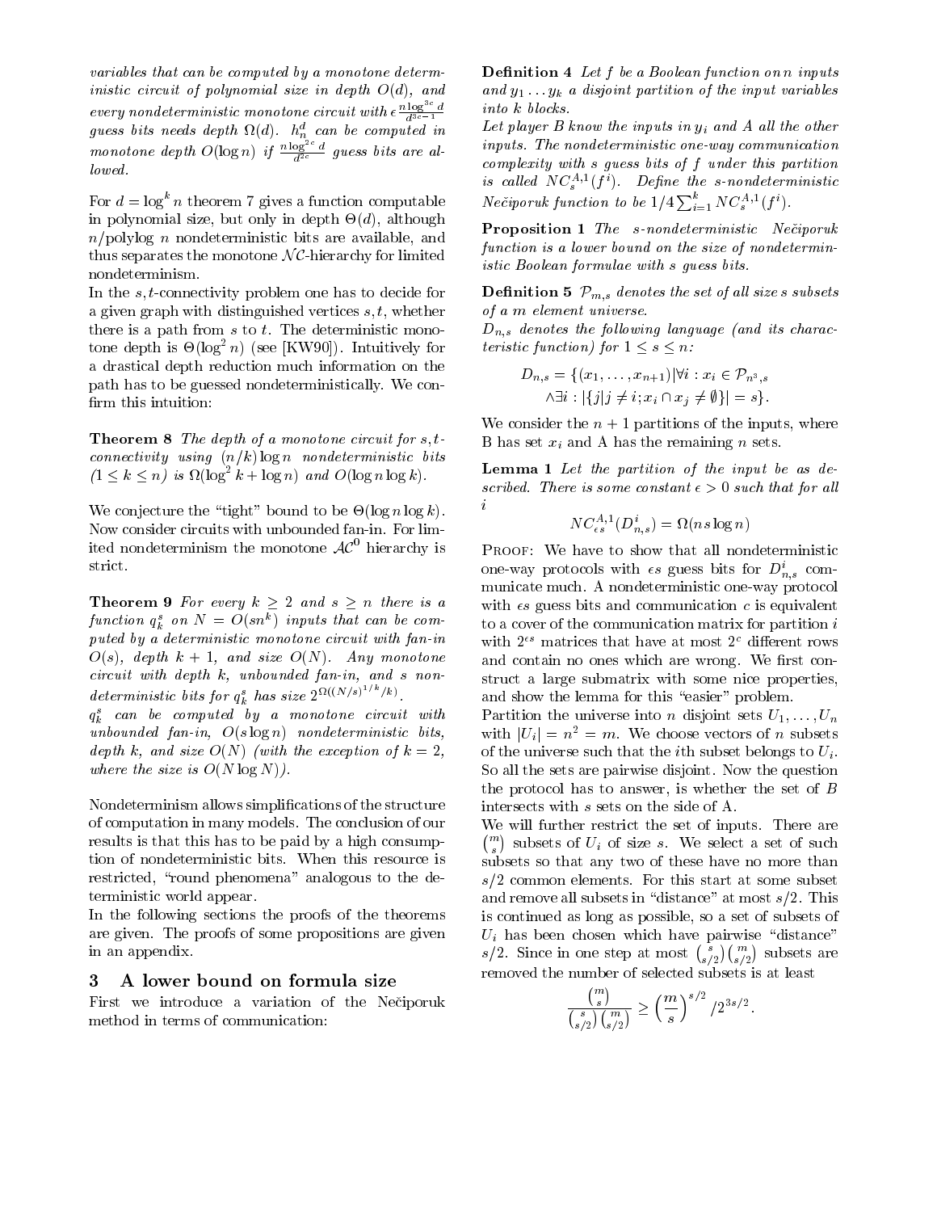*variables that can be computed by a monotone deterministic circuit of polynomial size in depth $O(d)$, and every nondeterministic monotone circuit with $\epsilon \frac{n \log^{3c} d}{d^{3c-1}}$ guess bits needs depth $\Omega(d)$. $h_n^d$ can be computed in monotone depth $O(\log n)$ if $\frac{n \log^{2c} d}{d^{2c}}$ guess bits are allowed.*

For $d = \log^k n$ theorem 7 gives a function computable in polynomial size, but only in depth $\Theta(d)$, although $n/\text{polylog } n$ nondeterministic bits are available, and thus separates the monotone $\mathcal{NC}$-hierarchy for limited nondeterminism.

In the $s,t$-connectivity problem one has to decide for a given graph with distinguished vertices $s, t$, whether there is a path from $s$ to $t$. The deterministic monotone depth is $\Theta(\log^2 n)$ (see [KW90]). Intuitively for a drastical depth reduction much information on the path has to be guessed nondeterministically. We confirm this intuition:

**Theorem 8** *The depth of a monotone circuit for $s,t$-connectivity using $(n/k) \log n$ nondeterministic bits $(1 \leq k \leq n)$ is $\Omega(\log^2 k + \log n)$ and $O(\log n \log k)$.*

We conjecture the "tight" bound to be $\Theta(\log n \log k)$. Now consider circuits with unbounded fan-in. For limited nondeterminism the monotone $\mathcal{AC}^0$ hierarchy is strict.

**Theorem 9** *For every $k \geq 2$ and $s \geq n$ there is a function $q_k^s$ on $N = O(sn^k)$ inputs that can be computed by a deterministic monotone circuit with fan-in $O(s)$, depth $k+1$, and size $O(N)$. Any monotone circuit with depth $k$, unbounded fan-in, and $s$ nondeterministic bits for $q_k^s$ has size $2^{\Omega((N/s)^{1/k}/k)}$.*
*$q_k^s$ can be computed by a monotone circuit with unbounded fan-in, $O(s \log n)$ nondeterministic bits, depth $k$, and size $O(N)$ (with the exception of $k=2$, where the size is $O(N \log N)$).*

Nondeterminism allows simplifications of the structure of computation in many models. The conclusion of our results is that this has to be paid by a high consumption of nondeterministic bits. When this resource is restricted, "round phenomena" analogous to the deterministic world appear.

In the following sections the proofs of the theorems are given. The proofs of some propositions are given in an appendix.

## 3 A lower bound on formula size

First we introduce a variation of the Nečiporuk method in terms of communication:

**Definition 4** *Let $f$ be a Boolean function on $n$ inputs and $y_1 \ldots y_k$ a disjoint partition of the input variables into $k$ blocks.*
*Let player $B$ know the inputs in $y_i$ and $A$ all the other inputs. The nondeterministic one-way communication complexity with $s$ guess bits of $f$ under this partition is called $NC_s^{A,1}(f^i)$. Define the $s$-nondeterministic Nečiporuk function to be $1/4 \sum_{i=1}^k NC_s^{A,1}(f^i)$.*

**Proposition 1** *The $s$-nondeterministic Nečiporuk function is a lower bound on the size of nondeterministic Boolean formulae with $s$ guess bits.*

**Definition 5** *$\mathcal{P}_{m,s}$ denotes the set of all size $s$ subsets of a $m$ element universe.*
*$D_{n,s}$ denotes the following language (and its characteristic function) for $1 \leq s \leq n$:*

$$D_{n,s} = \{(x_1, \ldots, x_{n+1}) | \forall i : x_i \in \mathcal{P}_{n^3,s} \\ \wedge \exists i : |\{j | j \neq i; x_i \cap x_j \neq \emptyset\}| = s\}.$$

We consider the $n+1$ partitions of the inputs, where B has set $x_i$ and A has the remaining $n$ sets.

**Lemma 1** *Let the partition of the input be as described. There is some constant $\epsilon > 0$ such that for all $i$*

$$NC_{\epsilon s}^{A,1}(D_{n,s}^i) = \Omega(ns \log n)$$

PROOF: We have to show that all nondeterministic one-way protocols with $\epsilon s$ guess bits for $D_{n,s}^i$ communicate much. A nondeterministic one-way protocol with $\epsilon s$ guess bits and communication $c$ is equivalent to a cover of the communication matrix for partition $i$ with $2^{\epsilon s}$ matrices that have at most $2^c$ different rows and contain no ones which are wrong. We first construct a large submatrix with some nice properties, and show the lemma for this "easier" problem.

Partition the universe into $n$ disjoint sets $U_1, \ldots, U_n$ with $|U_i| = n^2 = m$. We choose vectors of $n$ subsets of the universe such that the $i$th subset belongs to $U_i$. So all the sets are pairwise disjoint. Now the question the protocol has to answer, is whether the set of $B$ intersects with $s$ sets on the side of A.

We will further restrict the set of inputs. There are $\binom{m}{s}$ subsets of $U_i$ of size $s$. We select a set of such subsets so that any two of these have no more than $s/2$ common elements. For this start at some subset and remove all subsets in "distance" at most $s/2$. This is continued as long as possible, so a set of subsets of $U_i$ has been chosen which have pairwise "distance" $s/2$. Since in one step at most $\binom{s}{s/2}\binom{m}{s/2}$ subsets are removed the number of selected subsets is at least

$$\frac{\binom{m}{s}}{\binom{s}{s/2}\binom{m}{s/2}} \geq \left(\frac{m}{s}\right)^{s/2} / 2^{3s/2}.$$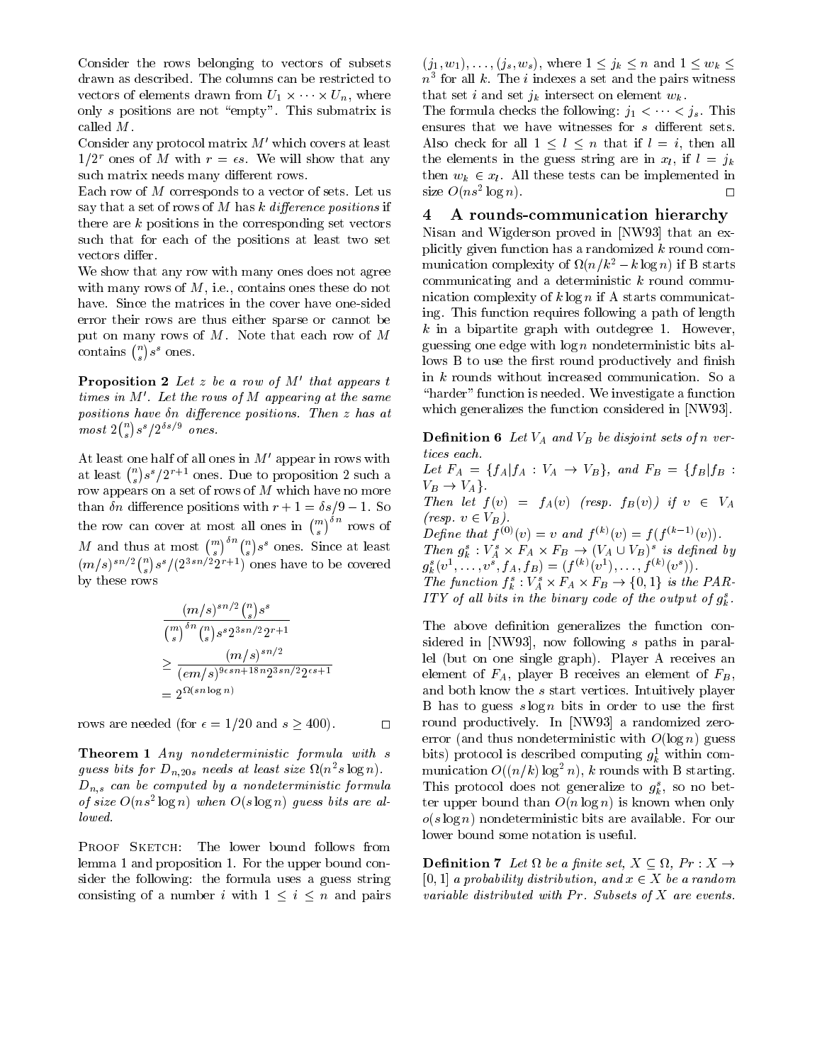Consider the rows belonging to vectors of subsets drawn as described. The columns can be restricted to vectors of elements drawn from $U_1 \times \cdots \times U_n$, where only $s$ positions are not "empty". This submatrix is called $M$.

Consider any protocol matrix $M'$ which covers at least $1/2^r$ ones of $M$ with $r = \epsilon s$. We will show that any such matrix needs many different rows.

Each row of $M$ corresponds to a vector of sets. Let us say that a set of rows of $M$ has $k$ *difference positions* if there are $k$ positions in the corresponding set vectors such that for each of the positions at least two set vectors differ.

We show that any row with many ones does not agree with many rows of $M$, i.e., contains ones these do not have. Since the matrices in the cover have one-sided error their rows are thus either sparse or cannot be put on many rows of $M$. Note that each row of $M$ contains $\binom{n}{s}s^s$ ones.

**Proposition 2** *Let $z$ be a row of $M'$ that appears $t$ times in $M'$. Let the rows of $M$ appearing at the same positions have $\delta n$ difference positions. Then $z$ has at most $2\binom{n}{s}s^s/2^{\delta s/9}$ ones.*

At least one half of all ones in $M'$ appear in rows with at least $\binom{n}{s}s^s/2^{r+1}$ ones. Due to proposition 2 such a row appears on a set of rows of $M$ which have no more than $\delta n$ difference positions with $r+1 = \delta s/9 - 1$. So the row can cover at most all ones in $\binom{m}{s}^{\delta n}$ rows of $M$ and thus at most $\binom{m}{s}^{\delta n}\binom{n}{s}s^s$ ones. Since at least $(m/s)^{sn/2}\binom{n}{s}s^s/(2^{3sn/2}2^{r+1})$ ones have to be covered by these rows

$$\begin{aligned}
&\frac{(m/s)^{sn/2}\binom{n}{s}s^s}{\binom{m}{s}^{\delta n}\binom{n}{s}s^s 2^{3sn/2}2^{r+1}} \\
&\geq \frac{(m/s)^{sn/2}}{(em/s)^{9\epsilon sn+18n}2^{3sn/2}2^{\epsilon s+1}} \\
&= 2^{\Omega(sn\log n)}
\end{aligned}$$

rows are needed (for $\epsilon = 1/20$ and $s \geq 400$). $\square$

**Theorem 1** *Any nondeterministic formula with $s$ guess bits for $D_{n,20s}$ needs at least size $\Omega(n^2 s\log n)$. $D_{n,s}$ can be computed by a nondeterministic formula of size $O(ns^2\log n)$ when $O(s\log n)$ guess bits are allowed.*

Proof Sketch: The lower bound follows from lemma 1 and proposition 1. For the upper bound consider the following: the formula uses a guess string consisting of a number $i$ with $1 \leq i \leq n$ and pairs $(j_1, w_1), \ldots, (j_s, w_s)$, where $1 \leq j_k \leq n$ and $1 \leq w_k \leq n^3$ for all $k$. The $i$ indexes a set and the pairs witness that set $i$ and set $j_k$ intersect on element $w_k$.

The formula checks the following: $j_1 < \cdots < j_s$. This ensures that we have witnesses for $s$ different sets. Also check for all $1 \leq l \leq n$ that if $l = i$, then all the elements in the guess string are in $x_l$, if $l = j_k$ then $w_k \in x_l$. All these tests can be implemented in size $O(ns^2\log n)$. $\square$

## 4 A rounds-communication hierarchy

Nisan and Wigderson proved in [NW93] that an explicitly given function has a randomized $k$ round communication complexity of $\Omega(n/k^2 - k\log n)$ if B starts communicating and a deterministic $k$ round communication complexity of $k\log n$ if A starts communicating. This function requires following a path of length $k$ in a bipartite graph with outdegree 1. However, guessing one edge with $\log n$ nondeterministic bits allows B to use the first round productively and finish in $k$ rounds without increased communication. So a "harder" function is needed. We investigate a function which generalizes the function considered in [NW93].

**Definition 6** *Let $V_A$ and $V_B$ be disjoint sets of $n$ vertices each.*
*Let $F_A = \{f_A | f_A : V_A \to V_B\}$, and $F_B = \{f_B | f_B : V_B \to V_A\}$.*
*Then let $f(v) = f_A(v)$ (resp. $f_B(v)$) if $v \in V_A$ (resp. $v \in V_B$).*
*Define that $f^{(0)}(v) = v$ and $f^{(k)}(v) = f(f^{(k-1)}(v))$.*
*Then $g_k^s : V_A^s \times F_A \times F_B \to (V_A \cup V_B)^s$ is defined by $g_k^s(v^1, \ldots, v^s, f_A, f_B) = (f^{(k)}(v^1), \ldots, f^{(k)}(v^s))$.*
*The function $f_k^s : V_A^s \times F_A \times F_B \to \{0,1\}$ is the PARITY of all bits in the binary code of the output of $g_k^s$.*

The above definition generalizes the function considered in [NW93], now following $s$ paths in parallel (but on one single graph). Player A receives an element of $F_A$, player B receives an element of $F_B$, and both know the $s$ start vertices. Intuitively player B has to guess $s\log n$ bits in order to use the first round productively. In [NW93] a randomized zero-error (and thus nondeterministic with $O(\log n)$ guess bits) protocol is described computing $g_k^1$ within communication $O((n/k)\log^2 n)$, $k$ rounds with B starting. This protocol does not generalize to $g_k^s$, so no better upper bound than $O(n\log n)$ is known when only $o(s\log n)$ nondeterministic bits are available. For our lower bound some notation is useful.

**Definition 7** *Let $\Omega$ be a finite set, $X \subseteq \Omega$, $Pr : X \to [0,1]$ a probability distribution, and $x \in X$ be a random variable distributed with $Pr$. Subsets of $X$ are events.*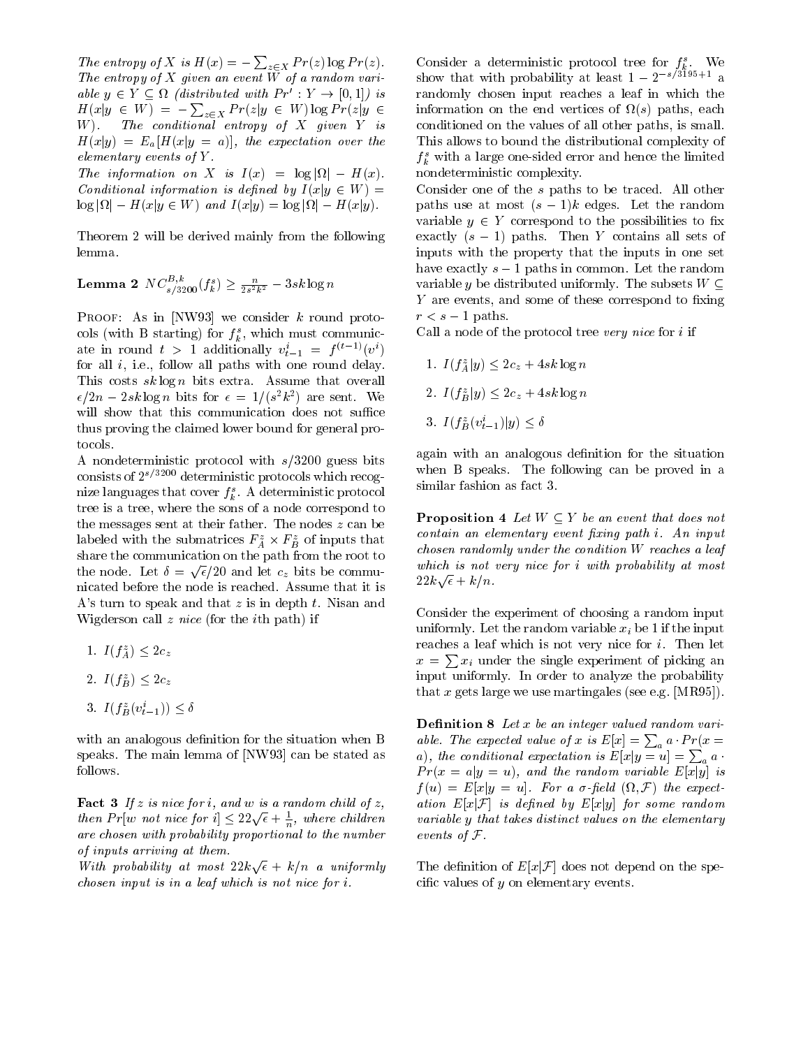*The entropy of $X$ is $H(x) = -\sum_{z \in X} Pr(z) \log Pr(z)$. The entropy of $X$ given an event $W$ of a random variable $y \in Y \subseteq \Omega$ (distributed with $Pr' : Y \to [0,1]$) is $H(x|y \in W) = -\sum_{z \in X} Pr(z|y \in W) \log Pr(z|y \in W)$. The conditional entropy of $X$ given $Y$ is $H(x|y) = E_a[H(x|y = a)]$, the expectation over the elementary events of $Y$.*

*The information on $X$ is $I(x) = \log |\Omega| - H(x)$. Conditional information is defined by $I(x|y \in W) = \log |\Omega| - H(x|y \in W)$ and $I(x|y) = \log |\Omega| - H(x|y)$.*

Theorem 2 will be derived mainly from the following lemma.

**Lemma 2** $NC^{B,k}_{s/3200}(f^s_k) \geq \frac{n}{2s^2k^2} - 3sk \log n$

Proof: As in [NW93] we consider $k$ round protocols (with B starting) for $f^s_k$, which must communicate in round $t > 1$ additionally $v^i_{t-1} = f^{(t-1)}(v^i)$ for all $i$, i.e., follow all paths with one round delay. This costs $sk \log n$ bits extra. Assume that overall $\epsilon/2n - 2sk \log n$ bits for $\epsilon = 1/(s^2k^2)$ are sent. We will show that this communication does not suffice thus proving the claimed lower bound for general protocols.

A nondeterministic protocol with $s/3200$ guess bits consists of $2^{s/3200}$ deterministic protocols which recognize languages that cover $f^s_k$. A deterministic protocol tree is a tree, where the sons of a node correspond to the messages sent at their father. The nodes $z$ can be labeled with the submatrices $F^z_A \times F^z_B$ of inputs that share the communication on the path from the root to the node. Let $\delta = \sqrt{\epsilon}/20$ and let $c_z$ bits be communicated before the node is reached. Assume that it is A's turn to speak and that $z$ is in depth $t$. Nisan and Wigderson call $z$ *nice* (for the $i$th path) if

1. $I(f^z_A) \leq 2c_z$
2. $I(f^z_B) \leq 2c_z$
3. $I(f^z_B(v^i_{t-1})) \leq \delta$

with an analogous definition for the situation when B speaks. The main lemma of [NW93] can be stated as follows.

**Fact 3** *If $z$ is nice for $i$, and $w$ is a random child of $z$, then $Pr[w \text{ not nice for } i] \leq 22\sqrt{\epsilon} + \frac{1}{n}$, where children are chosen with probability proportional to the number of inputs arriving at them.*

*With probability at most $22k\sqrt{\epsilon} + k/n$ a uniformly chosen input is in a leaf which is not nice for $i$.*

Consider a deterministic protocol tree for $f^s_k$. We show that with probability at least $1 - 2^{-s/3195+1}$ a randomly chosen input reaches a leaf in which the information on the end vertices of $\Omega(s)$ paths, each conditioned on the values of all other paths, is small. This allows to bound the distributional complexity of $f^s_k$ with a large one-sided error and hence the limited nondeterministic complexity.

Consider one of the $s$ paths to be traced. All other paths use at most $(s-1)k$ edges. Let the random variable $y \in Y$ correspond to the possibilities to fix exactly $(s-1)$ paths. Then $Y$ contains all sets of inputs with the property that the inputs in one set have exactly $s-1$ paths in common. Let the random variable $y$ be distributed uniformly. The subsets $W \subseteq Y$ are events, and some of these correspond to fixing $r < s-1$ paths.

Call a node of the protocol tree *very nice* for $i$ if

1. $I(f^z_A|y) \leq 2c_z + 4sk \log n$
2. $I(f^z_B|y) \leq 2c_z + 4sk \log n$
3. $I(f^z_B(v^i_{t-1})|y) \leq \delta$

again with an analogous definition for the situation when B speaks. The following can be proved in a similar fashion as fact 3.

**Proposition 4** *Let $W \subseteq Y$ be an event that does not contain an elementary event fixing path $i$. An input chosen randomly under the condition $W$ reaches a leaf which is not very nice for $i$ with probability at most $22k\sqrt{\epsilon} + k/n$.*

Consider the experiment of choosing a random input uniformly. Let the random variable $x_i$ be 1 if the input reaches a leaf which is not very nice for $i$. Then let $x = \sum x_i$ under the single experiment of picking an input uniformly. In order to analyze the probability that $x$ gets large we use martingales (see e.g. [MR95]).

**Definition 8** *Let $x$ be an integer valued random variable. The expected value of $x$ is $E[x] = \sum_a a \cdot Pr(x = a)$, the conditional expectation is $E[x|y = u] = \sum_a a \cdot Pr(x = a|y = u)$, and the random variable $E[x|y]$ is $f(u) = E[x|y = u]$. For a $\sigma$-field $(\Omega, \mathcal{F})$ the expectation $E[x|\mathcal{F}]$ is defined by $E[x|y]$ for some random variable $y$ that takes distinct values on the elementary events of $\mathcal{F}$.*

The definition of $E[x|\mathcal{F}]$ does not depend on the specific values of $y$ on elementary events.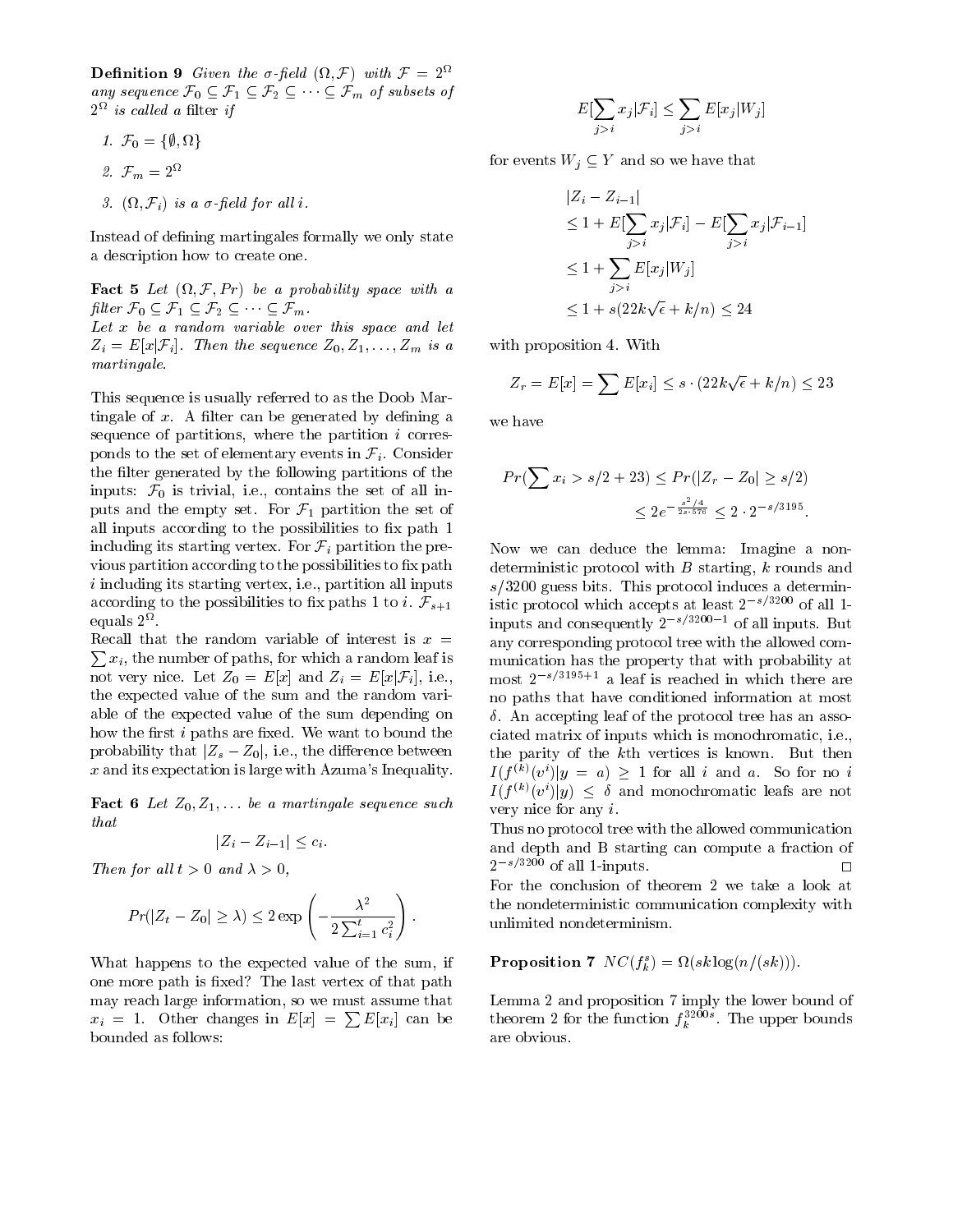**Definition 9** *Given the σ-field $(\Omega, \mathcal{F})$ with $\mathcal{F} = 2^\Omega$ any sequence $\mathcal{F}_0 \subseteq \mathcal{F}_1 \subseteq \mathcal{F}_2 \subseteq \cdots \subseteq \mathcal{F}_m$ of subsets of $2^\Omega$ is called a* filter *if*

1. *$\mathcal{F}_0 = \{\emptyset, \Omega\}$*
2. *$\mathcal{F}_m = 2^\Omega$*
3. *$(\Omega, \mathcal{F}_i)$ is a σ-field for all $i$.*

Instead of defining martingales formally we only state a description how to create one.

**Fact 5** *Let $(\Omega, \mathcal{F}, Pr)$ be a probability space with a filter $\mathcal{F}_0 \subseteq \mathcal{F}_1 \subseteq \mathcal{F}_2 \subseteq \cdots \subseteq \mathcal{F}_m$.*
*Let $x$ be a random variable over this space and let $Z_i = E[x|\mathcal{F}_i]$. Then the sequence $Z_0, Z_1, \ldots, Z_m$ is a martingale.*

This sequence is usually referred to as the Doob Martingale of $x$. A filter can be generated by defining a sequence of partitions, where the partition $i$ corresponds to the set of elementary events in $\mathcal{F}_i$. Consider the filter generated by the following partitions of the inputs: $\mathcal{F}_0$ is trivial, i.e., contains the set of all inputs and the empty set. For $\mathcal{F}_1$ partition the set of all inputs according to the possibilities to fix path 1 including its starting vertex. For $\mathcal{F}_i$ partition the previous partition according to the possibilities to fix path $i$ including its starting vertex, i.e., partition all inputs according to the possibilities to fix paths 1 to $i$. $\mathcal{F}_{s+1}$ equals $2^\Omega$.
Recall that the random variable of interest is $x = \sum x_i$, the number of paths, for which a random leaf is not very nice. Let $Z_0 = E[x]$ and $Z_i = E[x|\mathcal{F}_i]$, i.e., the expected value of the sum and the random variable of the expected value of the sum depending on how the first $i$ paths are fixed. We want to bound the probability that $|Z_s - Z_0|$, i.e., the difference between $x$ and its expectation is large with Azuma's Inequality.

**Fact 6** *Let $Z_0, Z_1, \ldots$ be a martingale sequence such that*

$$|Z_i - Z_{i-1}| \leq c_i.$$

*Then for all $t > 0$ and $\lambda > 0$,*

$$Pr(|Z_t - Z_0| \geq \lambda) \leq 2 \exp\left(-\frac{\lambda^2}{2\sum_{i=1}^t c_i^2}\right).$$

What happens to the expected value of the sum, if one more path is fixed? The last vertex of that path may reach large information, so we must assume that $x_i = 1$. Other changes in $E[x] = \sum E[x_i]$ can be bounded as follows:

$$E[\sum_{j>i} x_j | \mathcal{F}_i] \leq \sum_{j>i} E[x_j|W_j]$$

for events $W_j \subseteq Y$ and so we have that

$$\begin{aligned}
&|Z_i - Z_{i-1}| \\
&\leq 1 + E[\sum_{j>i} x_j|\mathcal{F}_i] - E[\sum_{j>i} x_j|\mathcal{F}_{i-1}] \\
&\leq 1 + \sum_{j>i} E[x_j|W_j] \\
&\leq 1 + s(22k\sqrt{\epsilon} + k/n) \leq 24
\end{aligned}$$

with proposition 4. With

$$Z_r = E[x] = \sum E[x_i] \leq s \cdot (22k\sqrt{\epsilon} + k/n) \leq 23$$

we have

$$\begin{aligned}
Pr(\sum x_i > s/2 + 23) &\leq Pr(|Z_r - Z_0| \geq s/2) \\
&\leq 2e^{-\frac{s^2/4}{2s \cdot 576}} \leq 2 \cdot 2^{-s/3195}.
\end{aligned}$$

Now we can deduce the lemma: Imagine a nondeterministic protocol with $B$ starting, $k$ rounds and $s/3200$ guess bits. This protocol induces a deterministic protocol which accepts at least $2^{-s/3200}$ of all 1-inputs and consequently $2^{-s/3200-1}$ of all inputs. But any corresponding protocol tree with the allowed communication has the property that with probability at most $2^{-s/3195+1}$ a leaf is reached in which there are no paths that have conditioned information at most $\delta$. An accepting leaf of the protocol tree has an associated matrix of inputs which is monochromatic, i.e., the parity of the $k$th vertices is known. But then $I(f^{(k)}(v^i)|y = a) \geq 1$ for all $i$ and $a$. So for no $i$ $I(f^{(k)}(v^i)|y) \leq \delta$ and monochromatic leafs are not very nice for any $i$.
Thus no protocol tree with the allowed communication and depth and B starting can compute a fraction of $2^{-s/3200}$ of all 1-inputs. □
For the conclusion of theorem 2 we take a look at the nondeterministic communication complexity with unlimited nondeterminism.

**Proposition 7** *$NC(f_k^s) = \Omega(sk\log(n/(sk)))$.*

Lemma 2 and proposition 7 imply the lower bound of theorem 2 for the function $f_k^{3200s}$. The upper bounds are obvious.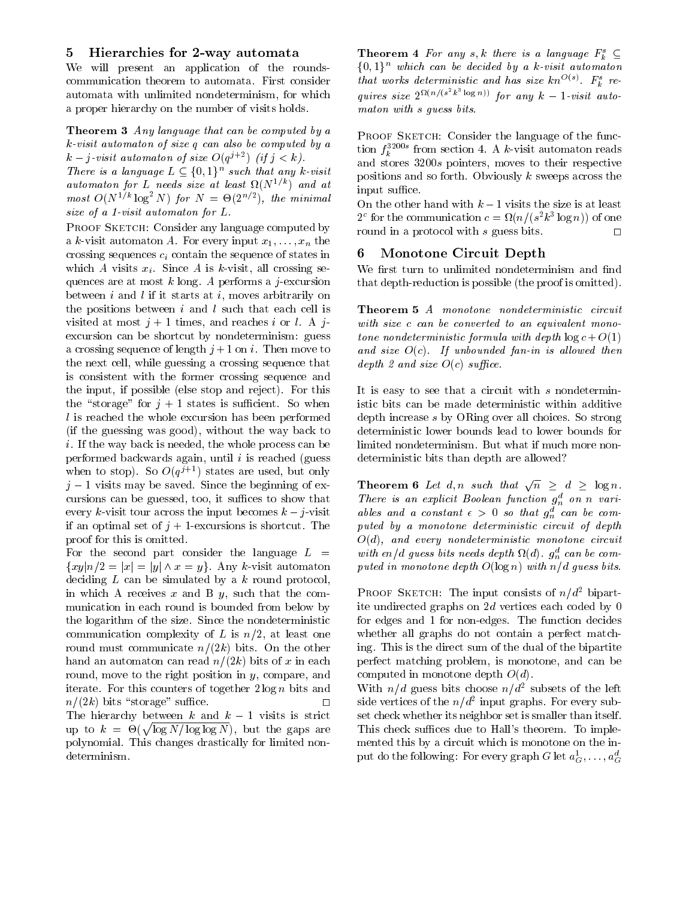## 5 Hierarchies for 2-way automata

We will present an application of the rounds-communication theorem to automata. First consider automata with unlimited nondeterminism, for which a proper hierarchy on the number of visits holds.

**Theorem 3** *Any language that can be computed by a $k$-visit automaton of size $q$ can also be computed by a $k-j$-visit automaton of size $O(q^{j+2})$ (if $j < k$).*
*There is a language $L \subseteq \{0,1\}^n$ such that any $k$-visit automaton for $L$ needs size at least $\Omega(N^{1/k})$ and at most $O(N^{1/k} \log^2 N)$ for $N = \Theta(2^{n/2})$, the minimal size of a 1-visit automaton for $L$.*

Proof Sketch: Consider any language computed by a $k$-visit automaton $A$. For every input $x_1, \ldots, x_n$ the crossing sequences $c_i$ contain the sequence of states in which $A$ visits $x_i$. Since $A$ is $k$-visit, all crossing sequences are at most $k$ long. $A$ performs a $j$-excursion between $i$ and $l$ if it starts at $i$, moves arbitrarily on the positions between $i$ and $l$ such that each cell is visited at most $j+1$ times, and reaches $i$ or $l$. A $j$-excursion can be shortcut by nondeterminism: guess a crossing sequence of length $j+1$ on $i$. Then move to the next cell, while guessing a crossing sequence that is consistent with the former crossing sequence and the input, if possible (else stop and reject). For this the "storage" for $j+1$ states is sufficient. So when $l$ is reached the whole excursion has been performed (if the guessing was good), without the way back to $i$. If the way back is needed, the whole process can be performed backwards again, until $i$ is reached (guess when to stop). So $O(q^{j+1})$ states are used, but only $j-1$ visits may be saved. Since the beginning of excursions can be guessed, too, it suffices to show that every $k$-visit tour across the input becomes $k-j$-visit if an optimal set of $j+1$-excursions is shortcut. The proof for this is omitted.

For the second part consider the language $L = \{xy | n/2 = |x| = |y| \wedge x = y\}$. Any $k$-visit automaton deciding $L$ can be simulated by a $k$ round protocol, in which A receives $x$ and B $y$, such that the communication in each round is bounded from below by the logarithm of the size. Since the nondeterministic communication complexity of $L$ is $n/2$, at least one round must communicate $n/(2k)$ bits. On the other hand an automaton can read $n/(2k)$ bits of $x$ in each round, move to the right position in $y$, compare, and iterate. For this counters of together $2\log n$ bits and $n/(2k)$ bits "storage" suffice. $\square$

The hierarchy between $k$ and $k-1$ visits is strict up to $k = \Theta(\sqrt{\log N / \log\log N})$, but the gaps are polynomial. This changes drastically for limited nondeterminism.

**Theorem 4** *For any $s, k$ there is a language $F_k^s \subseteq \{0,1\}^n$ which can be decided by a $k$-visit automaton that works deterministic and has size $kn^{O(s)}$. $F_k^s$ requires size $2^{\Omega(n/(s^2k^3\log n))}$ for any $k-1$-visit automaton with $s$ guess bits.*

Proof Sketch: Consider the language of the function $f_k^{3200s}$ from section 4. A $k$-visit automaton reads and stores $3200s$ pointers, moves to their respective positions and so forth. Obviously $k$ sweeps across the input suffice.

On the other hand with $k-1$ visits the size is at least $2^c$ for the communication $c = \Omega(n/(s^2k^3\log n))$ of one round in a protocol with $s$ guess bits. $\square$

## 6 Monotone Circuit Depth

We first turn to unlimited nondeterminism and find that depth-reduction is possible (the proof is omitted).

**Theorem 5** *A monotone nondeterministic circuit with size $c$ can be converted to an equivalent monotone nondeterministic formula with depth $\log c + O(1)$ and size $O(c)$. If unbounded fan-in is allowed then depth 2 and size $O(c)$ suffice.*

It is easy to see that a circuit with $s$ nondeterministic bits can be made deterministic within additive depth increase $s$ by ORing over all choices. So strong deterministic lower bounds lead to lower bounds for limited nondeterminism. But what if much more nondeterministic bits than depth are allowed?

**Theorem 6** *Let $d, n$ such that $\sqrt{n} \geq d \geq \log n$. There is an explicit Boolean function $g_n^d$ on $n$ variables and a constant $\epsilon > 0$ so that $g_n^d$ can be computed by a monotone deterministic circuit of depth $O(d)$, and every nondeterministic monotone circuit with $\epsilon n/d$ guess bits needs depth $\Omega(d)$. $g_n^d$ can be computed in monotone depth $O(\log n)$ with $n/d$ guess bits.*

Proof Sketch: The input consists of $n/d^2$ bipartite undirected graphs on $2d$ vertices each coded by 0 for edges and 1 for non-edges. The function decides whether all graphs do not contain a perfect matching. This is the direct sum of the dual of the bipartite perfect matching problem, is monotone, and can be computed in monotone depth $O(d)$.

With $n/d$ guess bits choose $n/d^2$ subsets of the left side vertices of the $n/d^2$ input graphs. For every subset check whether its neighbor set is smaller than itself. This check suffices due to Hall's theorem. To implemented this by a circuit which is monotone on the input do the following: For every graph $G$ let $a_G^1, \ldots, a_G^d$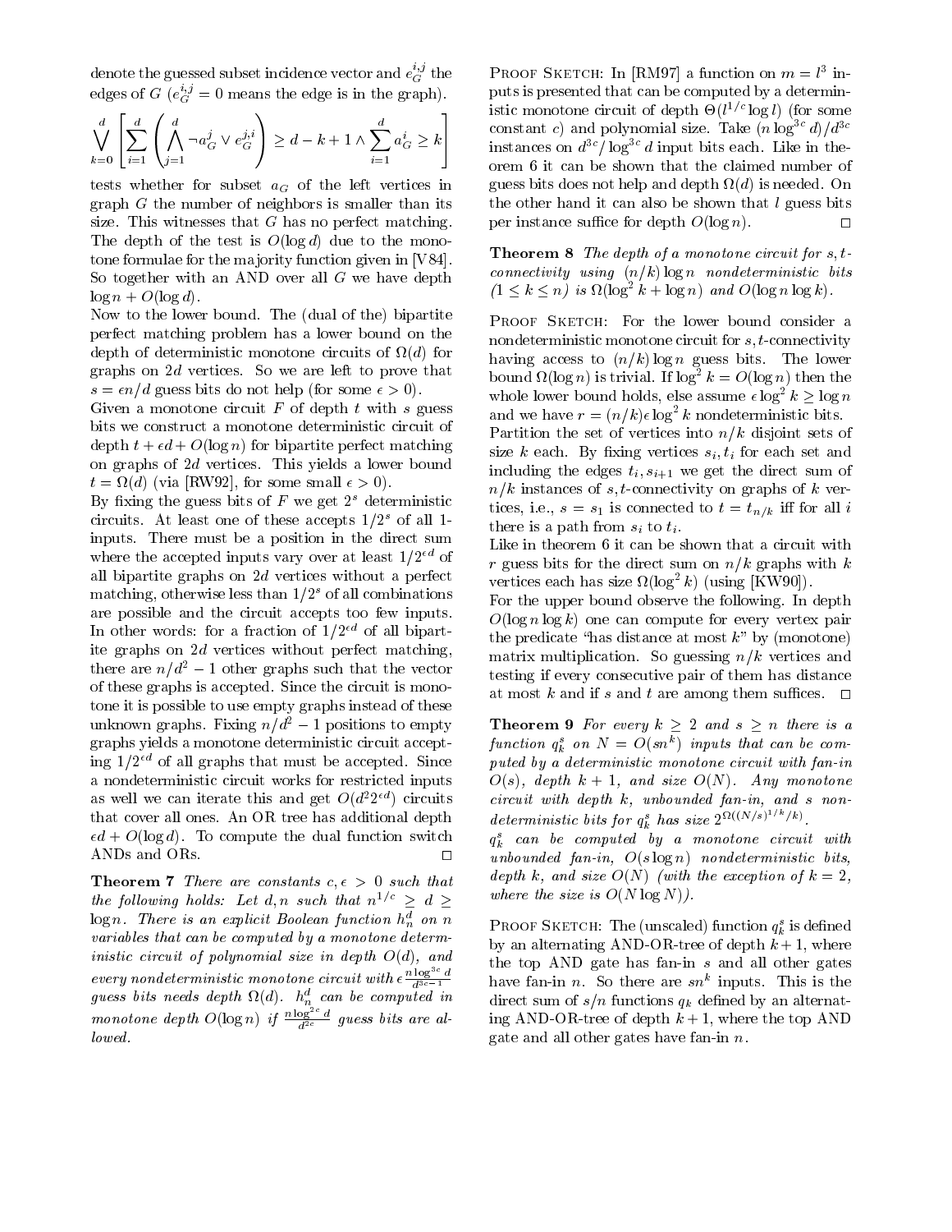denote the guessed subset incidence vector and $e_G^{i,j}$ the edges of $G$ ($e_G^{i,j} = 0$ means the edge is in the graph).

$$\bigvee_{k=0}^{d} \left[ \sum_{i=1}^{d} \left( \bigwedge_{j=1}^{d} \neg a_G^j \vee e_G^{j,i} \right) \geq d - k + 1 \wedge \sum_{i=1}^{d} a_G^i \geq k \right]$$

tests whether for subset $a_G$ of the left vertices in graph $G$ the number of neighbors is smaller than its size. This witnesses that $G$ has no perfect matching. The depth of the test is $O(\log d)$ due to the monotone formulae for the majority function given in [V84]. So together with an AND over all $G$ we have depth $\log n + O(\log d)$.

Now to the lower bound. The (dual of the) bipartite perfect matching problem has a lower bound on the depth of deterministic monotone circuits of $\Omega(d)$ for graphs on $2d$ vertices. So we are left to prove that $s = \epsilon n/d$ guess bits do not help (for some $\epsilon > 0$).

Given a monotone circuit $F$ of depth $t$ with $s$ guess bits we construct a monotone deterministic circuit of depth $t + \epsilon d + O(\log n)$ for bipartite perfect matching on graphs of $2d$ vertices. This yields a lower bound $t = \Omega(d)$ (via [RW92], for some small $\epsilon > 0$).

By fixing the guess bits of $F$ we get $2^s$ deterministic circuits. At least one of these accepts $1/2^s$ of all 1-inputs. There must be a position in the direct sum where the accepted inputs vary over at least $1/2^{\epsilon d}$ of all bipartite graphs on $2d$ vertices without a perfect matching, otherwise less than $1/2^s$ of all combinations are possible and the circuit accepts too few inputs. In other words: for a fraction of $1/2^{\epsilon d}$ of all bipartite graphs on $2d$ vertices without perfect matching, there are $n/d^2 - 1$ other graphs such that the vector of these graphs is accepted. Since the circuit is monotone it is possible to use empty graphs instead of these unknown graphs. Fixing $n/d^2 - 1$ positions to empty graphs yields a monotone deterministic circuit accepting $1/2^{\epsilon d}$ of all graphs that must be accepted. Since a nondeterministic circuit works for restricted inputs as well we can iterate this and get $O(d^2 2^{\epsilon d})$ circuits that cover all ones. An OR tree has additional depth $\epsilon d + O(\log d)$. To compute the dual function switch ANDs and ORs. $\square$

**Theorem 7** *There are constants $c, \epsilon > 0$ such that the following holds: Let $d, n$ such that $n^{1/c} \geq d \geq \log n$. There is an explicit Boolean function $h_n^d$ on $n$ variables that can be computed by a monotone deterministic circuit of polynomial size in depth $O(d)$, and every nondeterministic monotone circuit with $\epsilon \frac{n \log^{3c} d}{d^{3c-1}}$ guess bits needs depth $\Omega(d)$. $h_n^d$ can be computed in monotone depth $O(\log n)$ if $\frac{n \log^{2c} d}{d^{2c}}$ guess bits are allowed.*

Proof Sketch: In [RM97] a function on $m = l^3$ inputs is presented that can be computed by a deterministic monotone circuit of depth $\Theta(l^{1/c} \log l)$ (for some constant $c$) and polynomial size. Take $(n \log^{3c} d)/d^{3c}$ instances on $d^{3c}/\log^{3c} d$ input bits each. Like in theorem 6 it can be shown that the claimed number of guess bits does not help and depth $\Omega(d)$ is needed. On the other hand it can also be shown that $l$ guess bits per instance suffice for depth $O(\log n)$. $\square$

**Theorem 8** *The depth of a monotone circuit for $s,t$-connectivity using $(n/k) \log n$ nondeterministic bits ($1 \leq k \leq n$) is $\Omega(\log^2 k + \log n)$ and $O(\log n \log k)$.*

Proof Sketch: For the lower bound consider a nondeterministic monotone circuit for $s,t$-connectivity having access to $(n/k) \log n$ guess bits. The lower bound $\Omega(\log n)$ is trivial. If $\log^2 k = O(\log n)$ then the whole lower bound holds, else assume $\epsilon \log^2 k \geq \log n$ and we have $r = (n/k)\epsilon \log^2 k$ nondeterministic bits.

Partition the set of vertices into $n/k$ disjoint sets of size $k$ each. By fixing vertices $s_i, t_i$ for each set and including the edges $t_i, s_{i+1}$ we get the direct sum of $n/k$ instances of $s,t$-connectivity on graphs of $k$ vertices, i.e., $s = s_1$ is connected to $t = t_{n/k}$ iff for all $i$ there is a path from $s_i$ to $t_i$.

Like in theorem 6 it can be shown that a circuit with $r$ guess bits for the direct sum on $n/k$ graphs with $k$ vertices each has size $\Omega(\log^2 k)$ (using [KW90]).

For the upper bound observe the following. In depth $O(\log n \log k)$ one can compute for every vertex pair the predicate "has distance at most $k$" by (monotone) matrix multiplication. So guessing $n/k$ vertices and testing if every consecutive pair of them has distance at most $k$ and if $s$ and $t$ are among them suffices. $\square$

**Theorem 9** *For every $k \geq 2$ and $s \geq n$ there is a function $q_k^s$ on $N = O(sn^k)$ inputs that can be computed by a deterministic monotone circuit with fan-in $O(s)$, depth $k+1$, and size $O(N)$. Any monotone circuit with depth $k$, unbounded fan-in, and $s$ nondeterministic bits for $q_k^s$ has size $2^{\Omega((N/s)^{1/k}/k)}$.*

*$q_k^s$ can be computed by a monotone circuit with unbounded fan-in, $O(s \log n)$ nondeterministic bits, depth $k$, and size $O(N)$ (with the exception of $k = 2$, where the size is $O(N \log N)$).*

Proof Sketch: The (unscaled) function $q_k^s$ is defined by an alternating AND-OR-tree of depth $k+1$, where the top AND gate has fan-in $s$ and all other gates have fan-in $n$. So there are $sn^k$ inputs. This is the direct sum of $s/n$ functions $q_k$ defined by an alternating AND-OR-tree of depth $k+1$, where the top AND gate and all other gates have fan-in $n$.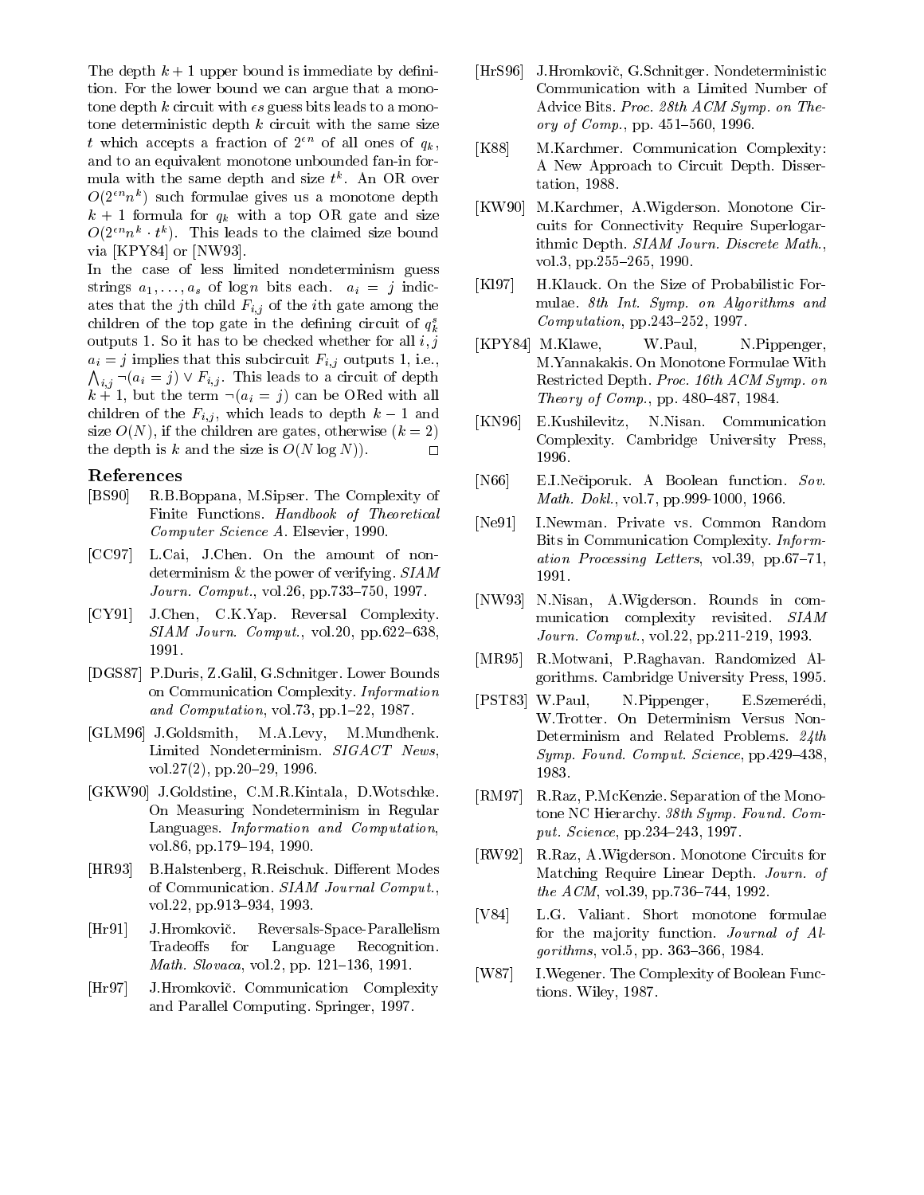The depth $k+1$ upper bound is immediate by definition. For the lower bound we can argue that a monotone depth $k$ circuit with $\epsilon s$ guess bits leads to a monotone deterministic depth $k$ circuit with the same size $t$ which accepts a fraction of $2^{\epsilon n}$ of all ones of $q_k$, and to an equivalent monotone unbounded fan-in formula with the same depth and size $t^k$. An OR over $O(2^{\epsilon n} n^k)$ such formulae gives us a monotone depth $k+1$ formula for $q_k$ with a top OR gate and size $O(2^{\epsilon n} n^k \cdot t^k)$. This leads to the claimed size bound via [KPY84] or [NW93].

In the case of less limited nondeterminism guess strings $a_1, \ldots, a_s$ of $\log n$ bits each. $a_i = j$ indicates that the $j$th child $F_{i,j}$ of the $i$th gate among the children of the top gate in the defining circuit of $q_k^s$ outputs 1. So it has to be checked whether for all $i, j$ $a_i = j$ implies that this subcircuit $F_{i,j}$ outputs 1, i.e., $\bigwedge_{i,j} \neg(a_i = j) \vee F_{i,j}$. This leads to a circuit of depth $k+1$, but the term $\neg(a_i = j)$ can be ORed with all children of the $F_{i,j}$, which leads to depth $k-1$ and size $O(N)$, if the children are gates, otherwise ($k=2$) the depth is $k$ and the size is $O(N \log N)$). □

## References

[BS90] R.B.Boppana, M.Sipser. The Complexity of Finite Functions. *Handbook of Theoretical Computer Science A*. Elsevier, 1990.

[CC97] L.Cai, J.Chen. On the amount of nondeterminism & the power of verifying. *SIAM Journ. Comput.*, vol.26, pp.733–750, 1997.

[CY91] J.Chen, C.K.Yap. Reversal Complexity. *SIAM Journ. Comput.*, vol.20, pp.622–638, 1991.

[DGS87] P.Duris, Z.Galil, G.Schnitger. Lower Bounds on Communication Complexity. *Information and Computation*, vol.73, pp.1–22, 1987.

[GLM96] J.Goldsmith, M.A.Levy, M.Mundhenk. Limited Nondeterminism. *SIGACT News*, vol.27(2), pp.20–29, 1996.

[GKW90] J.Goldstine, C.M.R.Kintala, D.Wotschke. On Measuring Nondeterminism in Regular Languages. *Information and Computation*, vol.86, pp.179–194, 1990.

[HR93] B.Halstenberg, R.Reischuk. Different Modes of Communication. *SIAM Journal Comput.*, vol.22, pp.913–934, 1993.

[Hr91] J.Hromkovič. Reversals-Space-Parallelism Tradeoffs for Language Recognition. *Math. Slovaca*, vol.2, pp. 121–136, 1991.

[Hr97] J.Hromkovič. Communication Complexity and Parallel Computing. Springer, 1997.

[HrS96] J.Hromkovič, G.Schnitger. Nondeterministic Communication with a Limited Number of Advice Bits. *Proc. 28th ACM Symp. on Theory of Comp.*, pp. 451–560, 1996.

[K88] M.Karchmer. Communication Complexity: A New Approach to Circuit Depth. Dissertation, 1988.

[KW90] M.Karchmer, A.Wigderson. Monotone Circuits for Connectivity Require Superlogarithmic Depth. *SIAM Journ. Discrete Math.*, vol.3, pp.255–265, 1990.

[Kl97] H.Klauck. On the Size of Probabilistic Formulae. *8th Int. Symp. on Algorithms and Computation*, pp.243–252, 1997.

[KPY84] M.Klawe, W.Paul, N.Pippenger, M.Yannakakis. On Monotone Formulae With Restricted Depth. *Proc. 16th ACM Symp. on Theory of Comp.*, pp. 480–487, 1984.

[KN96] E.Kushilevitz, N.Nisan. Communication Complexity. Cambridge University Press, 1996.

[N66] E.I.Nečiporuk. A Boolean function. *Sov. Math. Dokl.*, vol.7, pp.999-1000, 1966.

[Ne91] I.Newman. Private vs. Common Random Bits in Communication Complexity. *Information Processing Letters*, vol.39, pp.67–71, 1991.

[NW93] N.Nisan, A.Wigderson. Rounds in communication complexity revisited. *SIAM Journ. Comput.*, vol.22, pp.211-219, 1993.

[MR95] R.Motwani, P.Raghavan. Randomized Algorithms. Cambridge University Press, 1995.

[PST83] W.Paul, N.Pippenger, E.Szemerédi, W.Trotter. On Determinism Versus Non-Determinism and Related Problems. *24th Symp. Found. Comput. Science*, pp.429–438, 1983.

[RM97] R.Raz, P.McKenzie. Separation of the Monotone NC Hierarchy. *38th Symp. Found. Comput. Science*, pp.234–243, 1997.

[RW92] R.Raz, A.Wigderson. Monotone Circuits for Matching Require Linear Depth. *Journ. of the ACM*, vol.39, pp.736–744, 1992.

[V84] L.G. Valiant. Short monotone formulae for the majority function. *Journal of Algorithms*, vol.5, pp. 363–366, 1984.

[W87] I.Wegener. The Complexity of Boolean Functions. Wiley, 1987.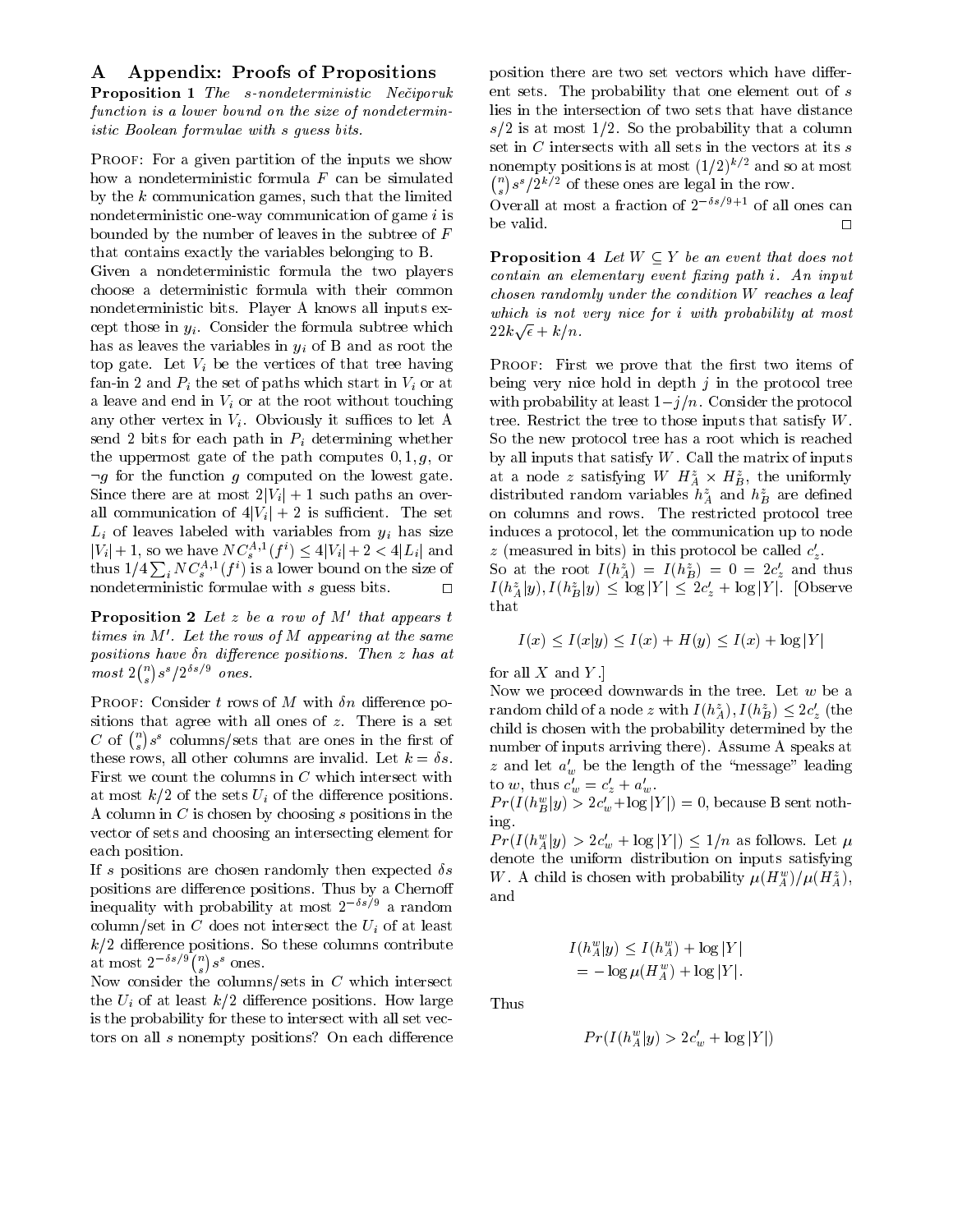## A Appendix: Proofs of Propositions

**Proposition 1** *The s-nondeterministic Nečiporuk function is a lower bound on the size of nondeterministic Boolean formulae with s guess bits.*

Proof: For a given partition of the inputs we show how a nondeterministic formula $F$ can be simulated by the $k$ communication games, such that the limited nondeterministic one-way communication of game $i$ is bounded by the number of leaves in the subtree of $F$ that contains exactly the variables belonging to B.

Given a nondeterministic formula the two players choose a deterministic formula with their common nondeterministic bits. Player A knows all inputs except those in $y_i$. Consider the formula subtree which has as leaves the variables in $y_i$ of B and as root the top gate. Let $V_i$ be the vertices of that tree having fan-in 2 and $P_i$ the set of paths which start in $V_i$ or at a leave and end in $V_i$ or at the root without touching any other vertex in $V_i$. Obviously it suffices to let A send 2 bits for each path in $P_i$ determining whether the uppermost gate of the path computes $0, 1, g$, or $\neg g$ for the function $g$ computed on the lowest gate. Since there are at most $2|V_i|+1$ such paths an overall communication of $4|V_i|+2$ is sufficient. The set $L_i$ of leaves labeled with variables from $y_i$ has size $|V_i|+1$, so we have $NC_s^{A,1}(f^i) \leq 4|V_i|+2 < 4|L_i|$ and thus $1/4\sum_i NC_s^{A,1}(f^i)$ is a lower bound on the size of nondeterministic formulae with $s$ guess bits. $\square$

**Proposition 2** *Let $z$ be a row of $M'$ that appears $t$ times in $M'$. Let the rows of $M$ appearing at the same positions have $\delta n$ difference positions. Then $z$ has at most $2\binom{n}{s}s^s/2^{\delta s/9}$ ones.*

Proof: Consider $t$ rows of $M$ with $\delta n$ difference positions that agree with all ones of $z$. There is a set $C$ of $\binom{n}{s}s^s$ columns/sets that are ones in the first of these rows, all other columns are invalid. Let $k=\delta s$. First we count the columns in $C$ which intersect with at most $k/2$ of the sets $U_i$ of the difference positions. A column in $C$ is chosen by choosing $s$ positions in the vector of sets and choosing an intersecting element for each position.

If $s$ positions are chosen randomly then expected $\delta s$ positions are difference positions. Thus by a Chernoff inequality with probability at most $2^{-\delta s/9}$ a random column/set in $C$ does not intersect the $U_i$ of at least $k/2$ difference positions. So these columns contribute at most $2^{-\delta s/9}\binom{n}{s}s^s$ ones.

Now consider the columns/sets in $C$ which intersect the $U_i$ of at least $k/2$ difference positions. How large is the probability for these to intersect with all set vectors on all $s$ nonempty positions? On each difference position there are two set vectors which have different sets. The probability that one element out of $s$ lies in the intersection of two sets that have distance $s/2$ is at most $1/2$. So the probability that a column set in $C$ intersects with all sets in the vectors at its $s$ nonempty positions is at most $(1/2)^{k/2}$ and so at most $\binom{n}{s}s^s/2^{k/2}$ of these ones are legal in the row.

Overall at most a fraction of $2^{-\delta s/9+1}$ of all ones can be valid. $\square$

**Proposition 4** *Let $W \subseteq Y$ be an event that does not contain an elementary event fixing path $i$. An input chosen randomly under the condition $W$ reaches a leaf which is not very nice for $i$ with probability at most $22k\sqrt{\epsilon}+k/n$.*

Proof: First we prove that the first two items of being very nice hold in depth $j$ in the protocol tree with probability at least $1-j/n$. Consider the protocol tree. Restrict the tree to those inputs that satisfy $W$. So the new protocol tree has a root which is reached by all inputs that satisfy $W$. Call the matrix of inputs at a node $z$ satisfying $W$ $H_A^z \times H_B^z$, the uniformly distributed random variables $h_A^z$ and $h_B^z$ are defined on columns and rows. The restricted protocol tree induces a protocol, let the communication up to node $z$ (measured in bits) in this protocol be called $c_z'$.

So at the root $I(h_A^z) = I(h_B^z) = 0 = 2c_z'$ and thus $I(h_A^z|y), I(h_B^z|y) \leq \log|Y| \leq 2c_z' + \log|Y|$. [Observe that

$$I(x) \leq I(x|y) \leq I(x) + H(y) \leq I(x) + \log|Y|$$

for all $X$ and $Y$.]

Now we proceed downwards in the tree. Let $w$ be a random child of a node $z$ with $I(h_A^z), I(h_B^z) \leq 2c_z'$ (the child is chosen with the probability determined by the number of inputs arriving there). Assume A speaks at $z$ and let $a_w'$ be the length of the "message" leading to $w$, thus $c_w' = c_z' + a_w'$.

$Pr(I(h_B^w|y) > 2c_w' + \log|Y|) = 0$, because B sent nothing.

$Pr(I(h_A^w|y) > 2c_w' + \log|Y|) \leq 1/n$ as follows. Let $\mu$ denote the uniform distribution on inputs satisfying $W$. A child is chosen with probability $\mu(H_A^w)/\mu(H_A^z)$, and

$$\begin{aligned} I(h_A^w|y) &\leq I(h_A^w) + \log|Y| \\ &= -\log\mu(H_A^w) + \log|Y|. \end{aligned}$$

Thus

$$Pr(I(h_A^w|y) > 2c_w' + \log|Y|)$$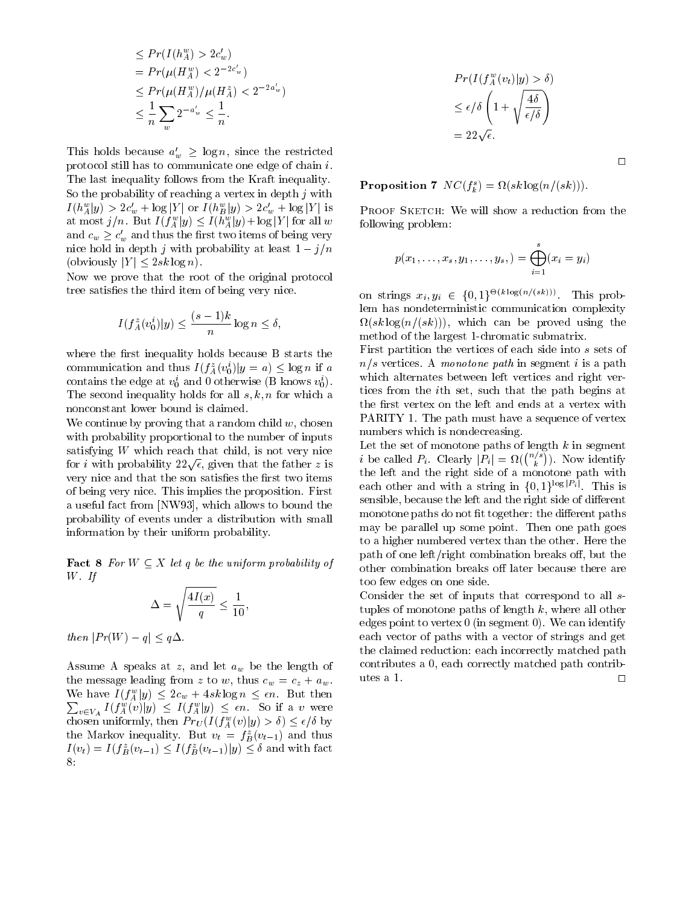$$
\begin{aligned}
&\leq Pr(I(h_A^w) > 2c'_w) \\
&= Pr(\mu(H_A^w) < 2^{-2c'_w}) \\
&\leq Pr(\mu(H_A^w)/\mu(H_A^z) < 2^{-2a'_w}) \\
&\leq \frac{1}{n}\sum_w 2^{-a'_w} \leq \frac{1}{n}.
\end{aligned}
$$

This holds because $a'_w \geq \log n$, since the restricted protocol still has to communicate one edge of chain $i$. The last inequality follows from the Kraft inequality. So the probability of reaching a vertex in depth $j$ with $I(h_A^w|y) > 2c'_w + \log|Y|$ or $I(h_B^w|y) > 2c'_w + \log|Y|$ is at most $j/n$. But $I(f_A^w|y) \leq I(h_A^w|y) + \log|Y|$ for all $w$ and $c_w \geq c'_w$ and thus the first two items of being very nice hold in depth $j$ with probability at least $1 - j/n$ (obviously $|Y| \leq 2sk\log n$).

Now we prove that the root of the original protocol tree satisfies the third item of being very nice.

$$
I(f_A^z(v_0^i)|y) \leq \frac{(s-1)k}{n}\log n \leq \delta,
$$

where the first inequality holds because B starts the communication and thus $I(f_A^z(v_0^i)|y = a) \leq \log n$ if $a$ contains the edge at $v_0^i$ and 0 otherwise (B knows $v_0^i$). The second inequality holds for all $s, k, n$ for which a nonconstant lower bound is claimed.

We continue by proving that a random child $w$, chosen with probability proportional to the number of inputs satisfying $W$ which reach that child, is not very nice for $i$ with probability $22\sqrt{\epsilon}$, given that the father $z$ is very nice and that the son satisfies the first two items of being very nice. This implies the proposition. First a useful fact from [NW93], which allows to bound the probability of events under a distribution with small information by their uniform probability.

**Fact 8** *For $W \subseteq X$ let $q$ be the uniform probability of $W$. If*

$$
\Delta = \sqrt{\frac{4I(x)}{q}} \leq \frac{1}{10},
$$

*then $|Pr(W) - q| \leq q\Delta$.*

Assume A speaks at $z$, and let $a_w$ be the length of the message leading from $z$ to $w$, thus $c_w = c_z + a_w$. We have $I(f_A^w|y) \leq 2c_w + 4sk\log n \leq \epsilon n$. But then $\sum_{v \in V_A} I(f_A^w(v)|y) \leq I(f_A^w|y) \leq \epsilon n$. So if a $v$ were chosen uniformly, then $Pr_U(I(f_A^w(v)|y) > \delta) \leq \epsilon/\delta$ by the Markov inequality. But $v_t = f_B^z(v_{t-1})$ and thus $I(v_t) = I(f_B^z(v_{t-1}) \leq I(f_B^z(v_{t-1})|y) \leq \delta$ and with fact 8:

$$
\begin{aligned}
&Pr(I(f_A^w(v_t)|y) > \delta) \\
&\leq \epsilon/\delta\left(1 + \sqrt{\frac{4\delta}{\epsilon/\delta}}\right) \\
&= 22\sqrt{\epsilon}.
\end{aligned}
$$

□

**Proposition 7** $NC(f_k^s) = \Omega(sk\log(n/(sk)))$.

PROOF SKETCH: We will show a reduction from the following problem:

$$
p(x_1, \ldots, x_s, y_1, \ldots, y_s,) = \bigoplus_{i=1}^{s}(x_i = y_i)
$$

on strings $x_i, y_i \in \{0,1\}^{\Theta(k\log(n/(sk)))}$. This problem has nondeterministic communication complexity $\Omega(sk\log(n/(sk)))$, which can be proved using the method of the largest 1-chromatic submatrix.

First partition the vertices of each side into $s$ sets of $n/s$ vertices. A *monotone path* in segment $i$ is a path which alternates between left vertices and right vertices from the $i$th set, such that the path begins at the first vertex on the left and ends at a vertex with PARITY 1. The path must have a sequence of vertex numbers which is nondecreasing.

Let the set of monotone paths of length $k$ in segment $i$ be called $P_i$. Clearly $|P_i| = \Omega(\binom{n/s}{k})$. Now identify the left and the right side of a monotone path with each other and with a string in $\{0,1\}^{\log|P_i|}$. This is sensible, because the left and the right side of different monotone paths do not fit together: the different paths may be parallel up some point. Then one path goes to a higher numbered vertex than the other. Here the path of one left/right combination breaks off, but the other combination breaks off later because there are too few edges on one side.

Consider the set of inputs that correspond to all $s$-tuples of monotone paths of length $k$, where all other edges point to vertex 0 (in segment 0). We can identify each vector of paths with a vector of strings and get the claimed reduction: each incorrectly matched path contributes a 0, each correctly matched path contributes a 1. □